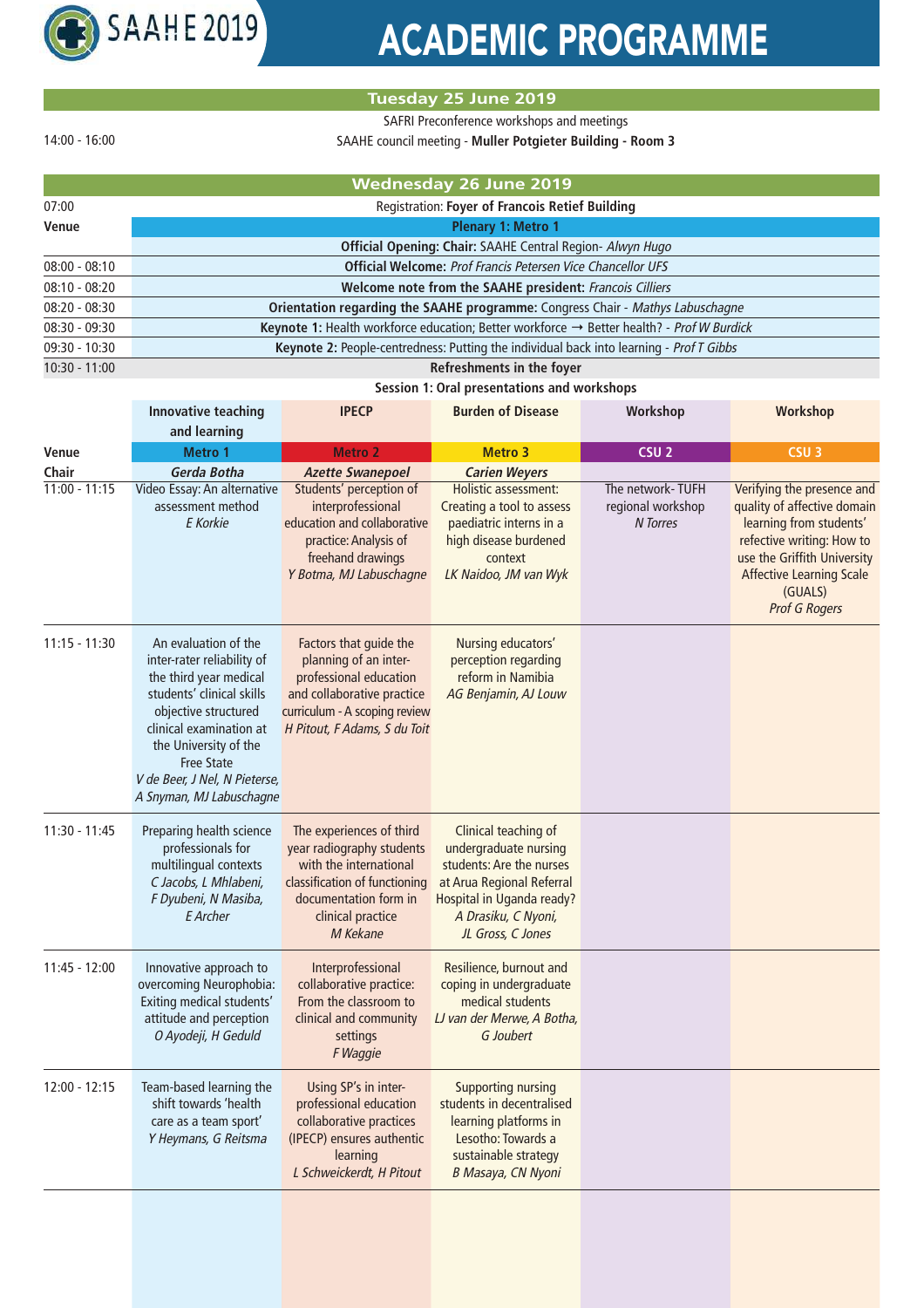# SAAHE 2019

# ACADEMIC PROGRAMME

## Tuesday 25 June 2019

| | |
|---|---|
| | SAFRI Preconference workshops and meetings |
| 14:00 - 16:00 | SAAHE council meeting - **Muller Potgieter Building - Room 3** |

## Wednesday 26 June 2019

| | |
|---|---|
| 07:00 | Registration: **Foyer of Francois Retief Building** |
| **Venue** | **Plenary 1: Metro 1** |
| | **Official Opening: Chair:** SAAHE Central Region- *Alwyn Hugo* |
| 08:00 - 08:10 | **Official Welcome:** *Prof Francis Petersen Vice Chancellor UFS* |
| 08:10 - 08:20 | **Welcome note from the SAAHE president:** *Francois Cilliers* |
| 08:20 - 08:30 | **Orientation regarding the SAAHE programme:** Congress Chair - *Mathys Labuschagne* |
| 08:30 - 09:30 | **Keynote 1:** Health workforce education; Better workforce → Better health? - *Prof W Burdick* |
| 09:30 - 10:30 | **Keynote 2:** People-centredness: Putting the individual back into learning - *Prof T Gibbs* |
| 10:30 - 11:00 | **Refreshments in the foyer** |

**Session 1: Oral presentations and workshops**

| | Innovative teaching and learning | IPECP | Burden of Disease | Workshop | Workshop |
|---|---|---|---|---|---|
| **Venue** | **Metro 1** | **Metro 2** | **Metro 3** | **CSU 2** | **CSU 3** |
| **Chair** | ***Gerda Botha*** | ***Azette Swanepoel*** | ***Carien Weyers*** | | |
| 11:00 - 11:15 | Video Essay: An alternative assessment method *E Korkie* | Students' perception of interprofessional education and collaborative practice: Analysis of freehand drawings *Y Botma, MJ Labuschagne* | Holistic assessment: Creating a tool to assess paediatric interns in a high disease burdened context *LK Naidoo, JM van Wyk* | The network- TUFH regional workshop *N Torres* | Verifying the presence and quality of affective domain learning from students' refective writing: How to use the Griffith University Affective Learning Scale (GUALS) *Prof G Rogers* |
| 11:15 - 11:30 | An evaluation of the inter-rater reliability of the third year medical students' clinical skills objective structured clinical examination at the University of the Free State *V de Beer, J Nel, N Pieterse, A Snyman, MJ Labuschagne* | Factors that guide the planning of an inter-professional education and collaborative practice curriculum - A scoping review *H Pitout, F Adams, S du Toit* | Nursing educators' perception regarding reform in Namibia *AG Benjamin, AJ Louw* | | |
| 11:30 - 11:45 | Preparing health science professionals for multilingual contexts *C Jacobs, L Mhlabeni, F Dyubeni, N Masiba, E Archer* | The experiences of third year radiography students with the international classification of functioning documentation form in clinical practice *M Kekane* | Clinical teaching of undergraduate nursing students: Are the nurses at Arua Regional Referral Hospital in Uganda ready? *A Drasiku, C Nyoni, JL Gross, C Jones* | | |
| 11:45 - 12:00 | Innovative approach to overcoming Neurophobia: Exiting medical students' attitude and perception *O Ayodeji, H Geduld* | Interprofessional collaborative practice: From the classroom to clinical and community settings *F Waggie* | Resilience, burnout and coping in undergraduate medical students *LJ van der Merwe, A Botha, G Joubert* | | |
| 12:00 - 12:15 | Team-based learning the shift towards 'health care as a team sport' *Y Heymans, G Reitsma* | Using SP's in inter-professional education collaborative practices (IPECP) ensures authentic learning *L Schweickerdt, H Pitout* | Supporting nursing students in decentralised learning platforms in Lesotho: Towards a sustainable strategy *B Masaya, CN Nyoni* | | |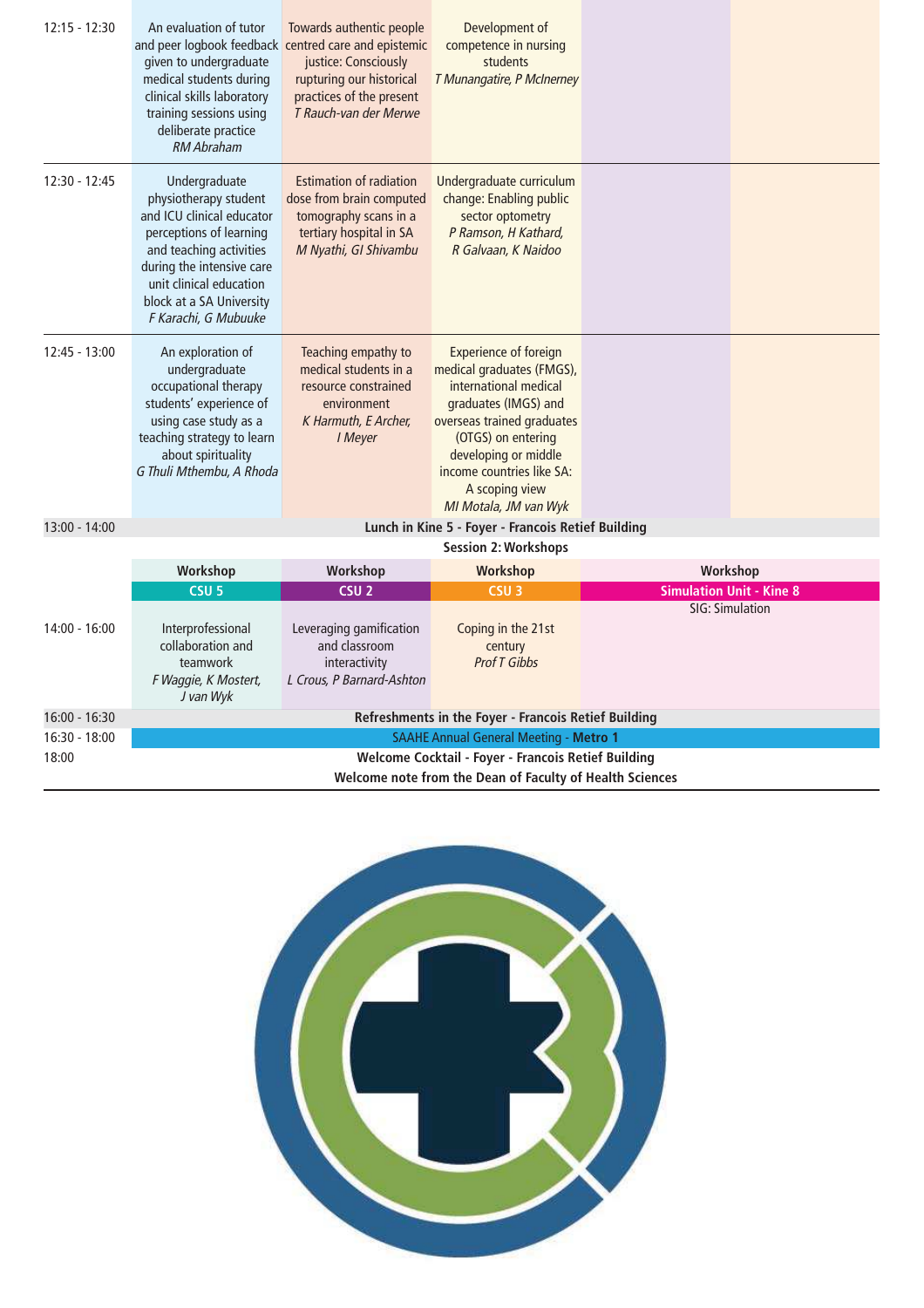| Time | | | | | |
|---|---|---|---|---|---|
| 12:15 - 12:30 | An evaluation of tutor and peer logbook feedback given to undergraduate medical students during clinical skills laboratory training sessions using deliberate practice *RM Abraham* | Towards authentic people centred care and epistemic justice: Consciously rupturing our historical practices of the present *T Rauch-van der Merwe* | Development of competence in nursing students *T Munangatire, P McInerney* | | |
| 12:30 - 12:45 | Undergraduate physiotherapy student and ICU clinical educator perceptions of learning and teaching activities during the intensive care unit clinical education block at a SA University *F Karachi, G Mubuuke* | Estimation of radiation dose from brain computed tomography scans in a tertiary hospital in SA *M Nyathi, GI Shivambu* | Undergraduate curriculum change: Enabling public sector optometry *P Ramson, H Kathard, R Galvaan, K Naidoo* | | |
| 12:45 - 13:00 | An exploration of undergraduate occupational therapy students' experience of using case study as a teaching strategy to learn about spirituality *G Thuli Mthembu, A Rhoda* | Teaching empathy to medical students in a resource constrained environment *K Harmuth, E Archer, I Meyer* | Experience of foreign medical graduates (FMGS), international medical graduates (IMGS) and overseas trained graduates (OTGS) on entering developing or middle income countries like SA: A scoping view *MI Motala, JM van Wyk* | | |
| 13:00 - 14:00 | **Lunch in Kine 5 - Foyer - Francois Retief Building** | | | | |
| | **Session 2: Workshops** | | | | |
| | **Workshop** | **Workshop** | **Workshop** | **Workshop** | |
| | **CSU 5** | **CSU 2** | **CSU 3** | **Simulation Unit - Kine 8** | |
| 14:00 - 16:00 | Interprofessional collaboration and teamwork *F Waggie, K Mostert, J van Wyk* | Leveraging gamification and classroom interactivity *L Crous, P Barnard-Ashton* | Coping in the 21st century *Prof T Gibbs* | SIG: Simulation | |
| 16:00 - 16:30 | **Refreshments in the Foyer - Francois Retief Building** | | | | |
| 16:30 - 18:00 | SAAHE Annual General Meeting - **Metro 1** | | | | |
| 18:00 | **Welcome Cocktail - Foyer - Francois Retief Building** **Welcome note from the Dean of Faculty of Health Sciences** | | | | |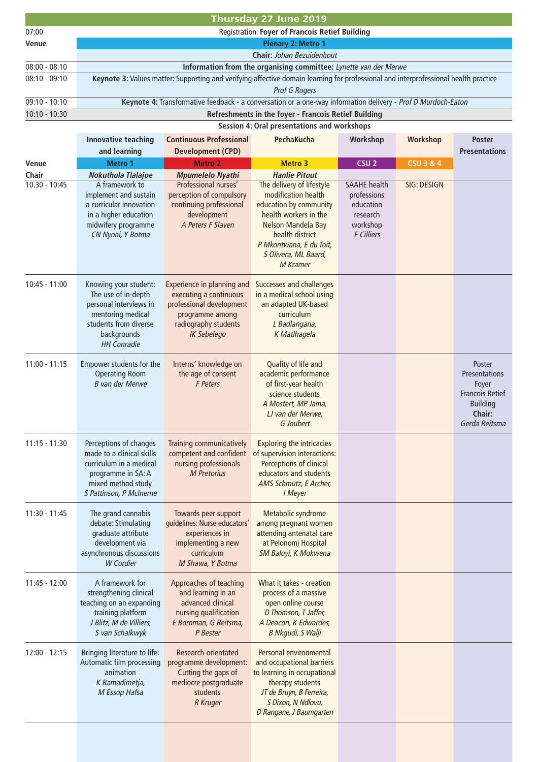## Thursday 27 June 2019

| | |
|---|---|
| 07:00 | Registration: **Foyer of Francois Retief Building** |
| **Venue** | **Plenary 2: Metro 1** |
| | **Chair:** *Johan Bezuidenhout* |
| 08:00 - 08:10 | **Information from the organising committee:** *Lynette van der Merwe* |
| 08:10 - 09:10 | **Keynote 3:** Values matter: Supporting and verifying affective domain learning for professional and interprofessional health practice *Prof G Rogers* |
| 09:10 - 10:10 | **Keynote 4:** Transformative feedback - a conversation or a one-way information delivery - *Prof D Murdoch-Eaton* |
| 10:10 - 10:30 | **Refreshments in the foyer - Francois Retief Building** |

**Session 4: Oral presentations and workshops**

| | **Innovative teaching and learning** | **Continuous Professional Development (CPD)** | **PechaKucha** | **Workshop** | **Workshop** | **Poster Presentations** |
|---|---|---|---|---|---|---|
| **Venue** | **Metro 1** | **Metro 2** | **Metro 3** | **CSU 2** | **CSU 3 & 4** | |
| **Chair** | ***Nokuthula Tlalajoe*** | ***Mpumelelo Nyathi*** | ***Hanlie Pitout*** | | | |
| 10.30 - 10:45 | A framework to implement and sustain a curricular innovation in a higher education midwifery programme *CN Nyoni, Y Botma* | Professional nurses' perception of compulsory continuing professional development *A Peters F Slaven* | The delivery of lifestyle modification health education by community health workers in the Nelson Mandela Bay health district *P Mkontwana, E du Toit, S Olivera, ML Baard, M Kramer* | SAAHE health professions education research workshop *F Cilliers* | SIG: DESIGN | |
| 10:45 - 11:00 | Knowing your student: The use of in-depth personal interviews in mentoring medical students from diverse backgrounds *HH Conradie* | Experience in planning and executing a continuous professional development programme among radiography students *IK Sebelego* | Successes and challenges in a medical school using an adapted UK-based curriculum *L Badlangana, K Matlhagela* | | | |
| 11:00 - 11:15 | Empower students for the Operating Room *B van der Merwe* | Interns' knowledge on the age of consent *F Peters* | Quality of life and academic performance of first-year health science students *A Mostert, MP Jama, LJ van der Merwe, G Joubert* | | | Poster Presentations Foyer Francois Retief Building **Chair:** *Gerda Reitsma* |
| 11:15 - 11:30 | Perceptions of changes made to a clinical skills curriculum in a medical programme in SA: A mixed method study *S Pattinson, P McInerne* | Training communicatively competent and confident nursing professionals *M Pretorius* | Exploring the intricacies of supervision interactions: Perceptions of clinical educators and students *AMS Schmutz, E Archer, I Meyer* | | | |
| 11:30 - 11:45 | The grand cannabis debate: Stimulating graduate attribute development via asynchronous discussions *W Cordier* | Towards peer support guidelines: Nurse educators' experiences in implementing a new curriculum *M Shawa, Y Botma* | Metabolic syndrome among pregnant women attending antenatal care at Pelonomi Hospital *SM Baloyi, K Mokwena* | | | |
| 11:45 - 12:00 | A framework for strengthening clinical teaching on an expanding training platform *J Blitz, M de Villiers, S van Schalkwyk* | Approaches of teaching and learning in an advanced clinical nursing qualification *E Bornman, G Reitsma, P Bester* | What it takes - creation process of a massive open online course *D Thomson, T Jaffer, A Deacon, K Edwardes, B Nkgudi, S Walji* | | | |
| 12:00 - 12:15 | Bringing literature to life: Automatic film processing animation *K Ramadimetja, M Essop Hafsa* | Research-orientated programme development: Cutting the gaps of mediocre postgraduate students *R Kruger* | Personal environmental and occupational barriers to learning in occupational therapy students *JT de Bruyn, B Ferreira, S Dixon, N Ndlovu, D Rangane, J Baumgarten* | | | |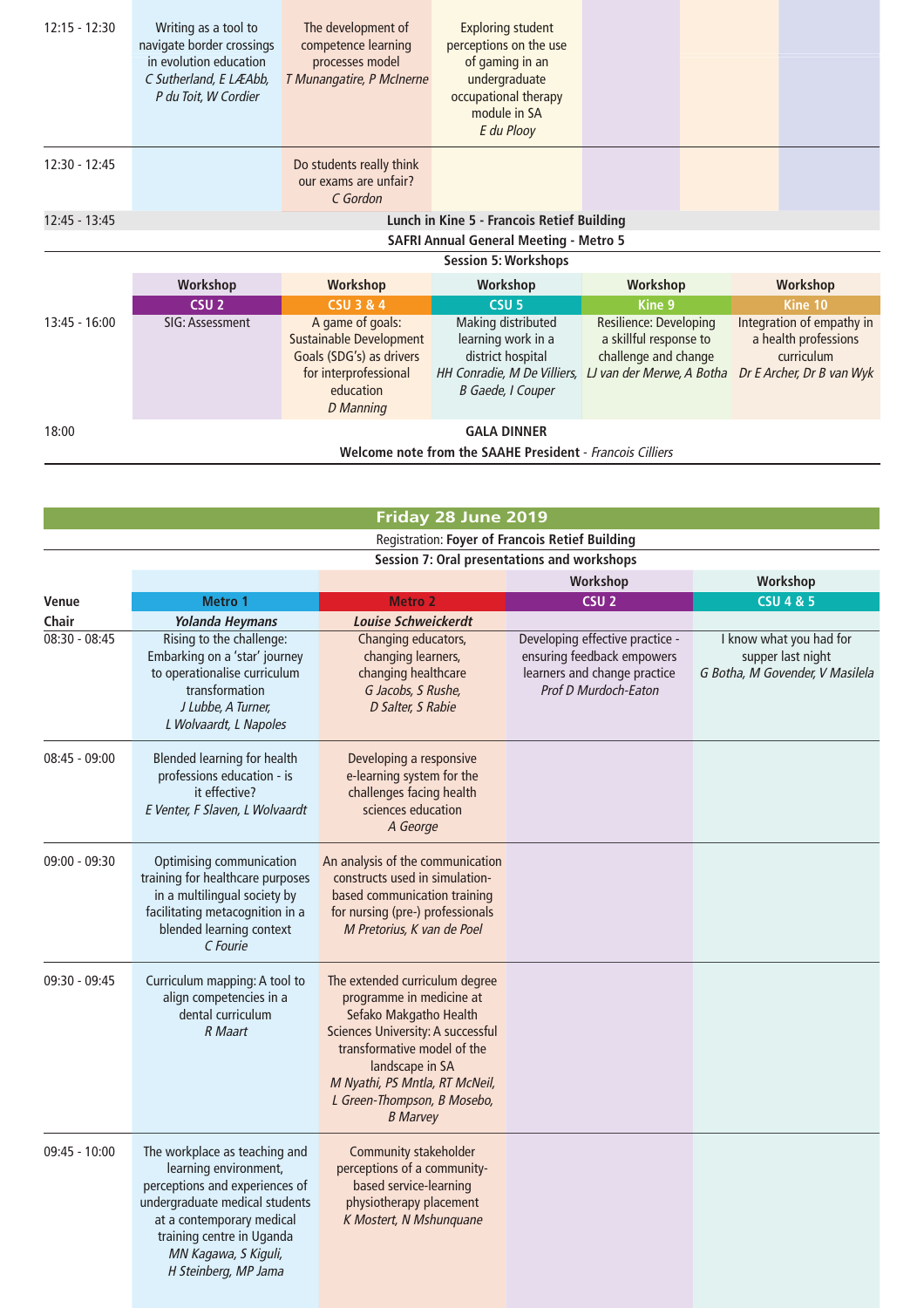| | | | | | | |
|---|---|---|---|---|---|---|
| 12:15 - 12:30 | Writing as a tool to navigate border crossings in evolution education *C Sutherland, E LÆAbb, P du Toit, W Cordier* | The development of competence learning processes model *T Munangatire, P McInerne* | Exploring student perceptions on the use of gaming in an undergraduate occupational therapy module in SA *E du Plooy* | | | |
| 12:30 - 12:45 | | Do students really think our exams are unfair? *C Gordon* | | | | |
| 12:45 - 13:45 | **Lunch in Kine 5 - Francois Retief Building** | | | | | |
| | **SAFRI Annual General Meeting - Metro 5** | | | | | |

**Session 5: Workshops**

| | Workshop | Workshop | Workshop | Workshop | Workshop |
|---|---|---|---|---|---|
| | **CSU 2** | **CSU 3 & 4** | **CSU 5** | **Kine 9** | **Kine 10** |
| 13:45 - 16:00 | SIG: Assessment | A game of goals: Sustainable Development Goals (SDG's) as drivers for interprofessional education *D Manning* | Making distributed learning work in a district hospital *HH Conradie, M De Villiers, B Gaede, I Couper* | Resilience: Developing a skillful response to challenge and change *LJ van der Merwe, A Botha* | Integration of empathy in a health professions curriculum *Dr E Archer, Dr B van Wyk* |
| 18:00 | **GALA DINNER** | | | | |
| | **Welcome note from the SAAHE President** - *Francois Cilliers* | | | | |

## Friday 28 June 2019

Registration: **Foyer of Francois Retief Building**

**Session 7: Oral presentations and workshops**

| | | | Workshop | Workshop |
|---|---|---|---|---|
| **Venue** | **Metro 1** | **Metro 2** | **CSU 2** | **CSU 4 & 5** |
| **Chair** | ***Yolanda Heymans*** | ***Louise Schweickerdt*** | | |
| 08:30 - 08:45 | Rising to the challenge: Embarking on a 'star' journey to operationalise curriculum transformation *J Lubbe, A Turner, L Wolvaardt, L Napoles* | Changing educators, changing learners, changing healthcare *G Jacobs, S Rushe, D Salter, S Rabie* | Developing effective practice - ensuring feedback empowers learners and change practice *Prof D Murdoch-Eaton* | I know what you had for supper last night *G Botha, M Govender, V Masilela* |
| 08:45 - 09:00 | Blended learning for health professions education - is it effective? *E Venter, F Slaven, L Wolvaardt* | Developing a responsive e-learning system for the challenges facing health sciences education *A George* | | |
| 09:00 - 09:30 | Optimising communication training for healthcare purposes in a multilingual society by facilitating metacognition in a blended learning context *C Fourie* | An analysis of the communication constructs used in simulation-based communication training for nursing (pre-) professionals *M Pretorius, K van de Poel* | | |
| 09:30 - 09:45 | Curriculum mapping: A tool to align competencies in a dental curriculum *R Maart* | The extended curriculum degree programme in medicine at Sefako Makgatho Health Sciences University: A successful transformative model of the landscape in SA *M Nyathi, PS Mntla, RT McNeil, L Green-Thompson, B Mosebo, B Marvey* | | |
| 09:45 - 10:00 | The workplace as teaching and learning environment, perceptions and experiences of undergraduate medical students at a contemporary medical training centre in Uganda *MN Kagawa, S Kiguli, H Steinberg, MP Jama* | Community stakeholder perceptions of a community-based service-learning physiotherapy placement *K Mostert, N Mshunquane* | | |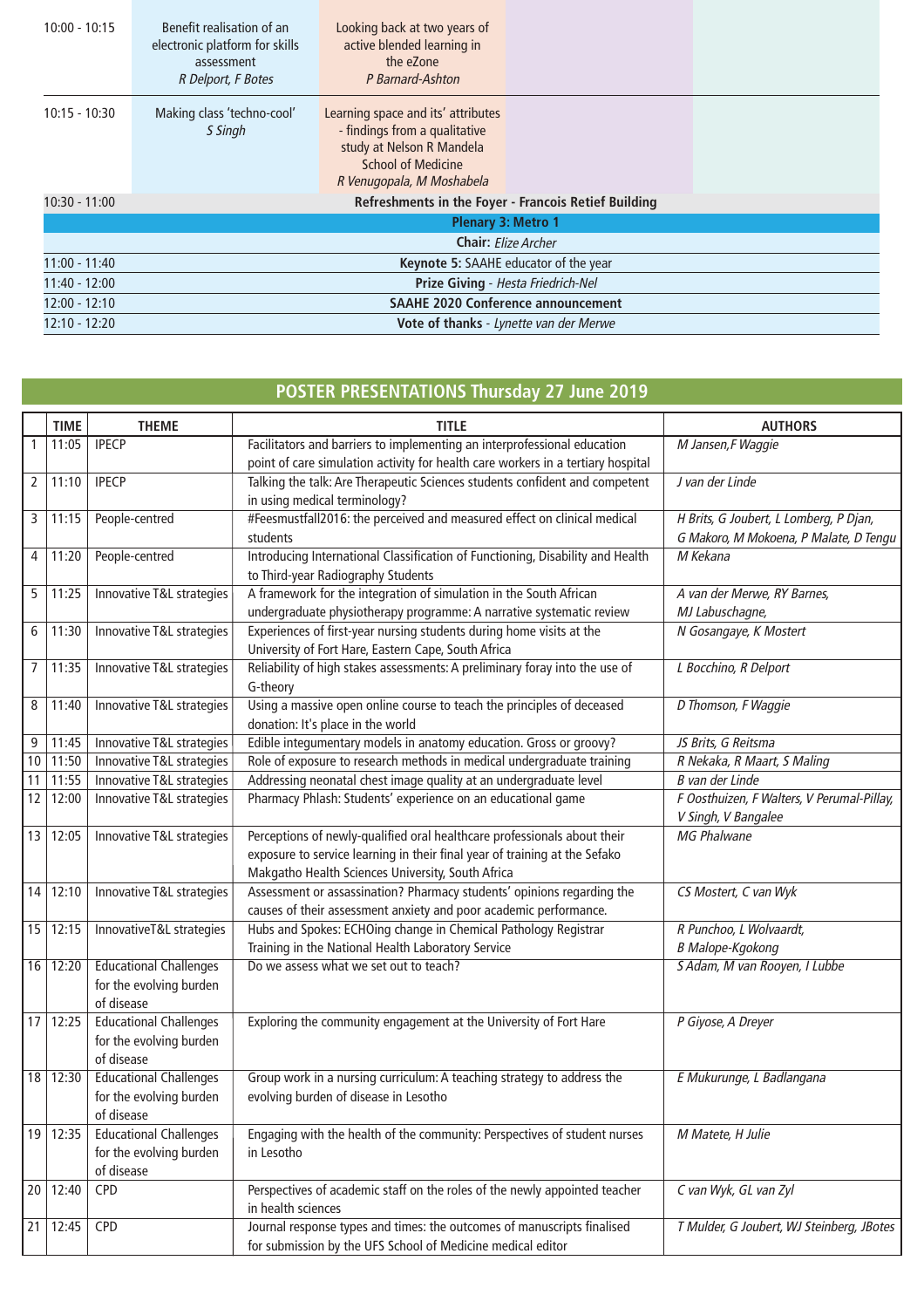| | | | | |
|---|---|---|---|---|
| 10:00 - 10:15 | Benefit realisation of an electronic platform for skills assessment *R Delport, F Botes* | Looking back at two years of active blended learning in the eZone *P Barnard-Ashton* | | |
| 10:15 - 10:30 | Making class 'techno-cool' *S Singh* | Learning space and its' attributes - findings from a qualitative study at Nelson R Mandela School of Medicine *R Venugopala, M Moshabela* | | |
| 10:30 - 11:00 | **Refreshments in the Foyer - Francois Retief Building** | | | |
| | **Plenary 3: Metro 1** | | | |
| | **Chair:** *Elize Archer* | | | |
| 11:00 - 11:40 | **Keynote 5:** SAAHE educator of the year | | | |
| 11:40 - 12:00 | **Prize Giving** - *Hesta Friedrich-Nel* | | | |
| 12:00 - 12:10 | **SAAHE 2020 Conference announcement** | | | |
| 12:10 - 12:20 | **Vote of thanks** - *Lynette van der Merwe* | | | |

## POSTER PRESENTATIONS Thursday 27 June 2019

| | TIME | THEME | TITLE | AUTHORS |
|---|---|---|---|---|
| 1 | 11:05 | IPECP | Facilitators and barriers to implementing an interprofessional education point of care simulation activity for health care workers in a tertiary hospital | *M Jansen,F Waggie* |
| 2 | 11:10 | IPECP | Talking the talk: Are Therapeutic Sciences students confident and competent in using medical terminology? | *J van der Linde* |
| 3 | 11:15 | People-centred | #Feesmustfall2016: the perceived and measured effect on clinical medical students | *H Brits, G Joubert, L Lomberg, P Djan, G Makoro, M Mokoena, P Malate, D Tengu* |
| 4 | 11:20 | People-centred | Introducing International Classification of Functioning, Disability and Health to Third-year Radiography Students | *M Kekana* |
| 5 | 11:25 | Innovative T&L strategies | A framework for the integration of simulation in the South African undergraduate physiotherapy programme: A narrative systematic review | *A van der Merwe, RY Barnes, MJ Labuschagne,* |
| 6 | 11:30 | Innovative T&L strategies | Experiences of first-year nursing students during home visits at the University of Fort Hare, Eastern Cape, South Africa | *N Gosangaye, K Mostert* |
| 7 | 11:35 | Innovative T&L strategies | Reliability of high stakes assessments: A preliminary foray into the use of G-theory | *L Bocchino, R Delport* |
| 8 | 11:40 | Innovative T&L strategies | Using a massive open online course to teach the principles of deceased donation: It's place in the world | *D Thomson, F Waggie* |
| 9 | 11:45 | Innovative T&L strategies | Edible integumentary models in anatomy education. Gross or groovy? | *JS Brits, G Reitsma* |
| 10 | 11:50 | Innovative T&L strategies | Role of exposure to research methods in medical undergraduate training | *R Nekaka, R Maart, S Maling* |
| 11 | 11:55 | Innovative T&L strategies | Addressing neonatal chest image quality at an undergraduate level | *B van der Linde* |
| 12 | 12:00 | Innovative T&L strategies | Pharmacy Phlash: Students' experience on an educational game | *F Oosthuizen, F Walters, V Perumal-Pillay, V Singh, V Bangalee* |
| 13 | 12:05 | Innovative T&L strategies | Perceptions of newly-qualified oral healthcare professionals about their exposure to service learning in their final year of training at the Sefako Makgatho Health Sciences University, South Africa | *MG Phalwane* |
| 14 | 12:10 | Innovative T&L strategies | Assessment or assassination? Pharmacy students' opinions regarding the causes of their assessment anxiety and poor academic performance. | *CS Mostert, C van Wyk* |
| 15 | 12:15 | InnovativeT&L strategies | Hubs and Spokes: ECHOing change in Chemical Pathology Registrar Training in the National Health Laboratory Service | *R Punchoo, L Wolvaardt, B Malope-Kgokong* |
| 16 | 12:20 | Educational Challenges for the evolving burden of disease | Do we assess what we set out to teach? | *S Adam, M van Rooyen, I Lubbe* |
| 17 | 12:25 | Educational Challenges for the evolving burden of disease | Exploring the community engagement at the University of Fort Hare | *P Giyose, A Dreyer* |
| 18 | 12:30 | Educational Challenges for the evolving burden of disease | Group work in a nursing curriculum: A teaching strategy to address the evolving burden of disease in Lesotho | *E Mukurunge, L Badlangana* |
| 19 | 12:35 | Educational Challenges for the evolving burden of disease | Engaging with the health of the community: Perspectives of student nurses in Lesotho | *M Matete, H Julie* |
| 20 | 12:40 | CPD | Perspectives of academic staff on the roles of the newly appointed teacher in health sciences | *C van Wyk, GL van Zyl* |
| 21 | 12:45 | CPD | Journal response types and times: the outcomes of manuscripts finalised for submission by the UFS School of Medicine medical editor | *T Mulder, G Joubert, WJ Steinberg, JBotes* |